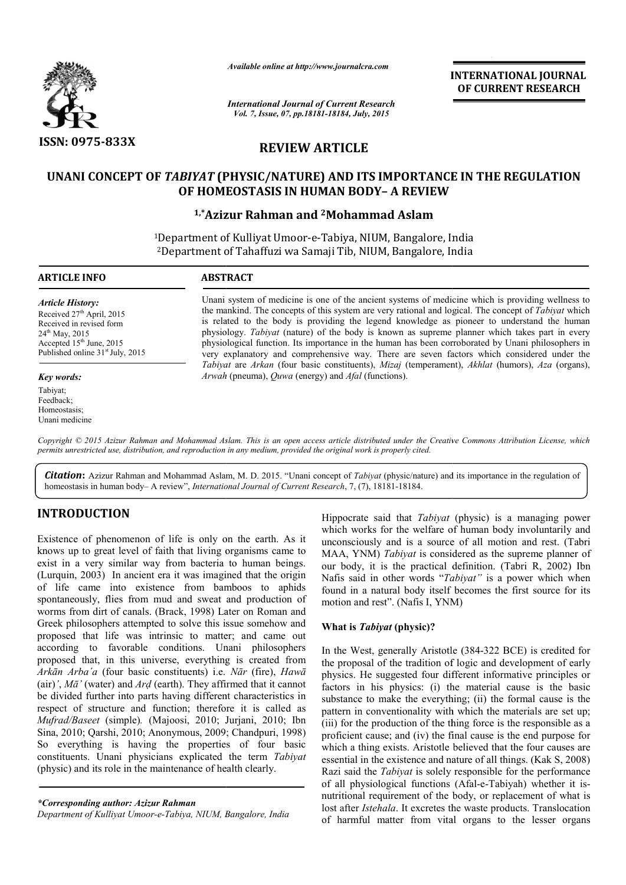**INTERNATIONAL JOURNAL OF CURRENT RESEARCH**

ISSN: 0975-833X

*Available online at http://www.journalcra.com*

*International Journal of Current Research Vol. 7, Issue, 07, pp.18181-18184, July, 2015*

## REVIEW ARTICLE

# UNANI CONCEPT OF *TABIYAT* (PHYSIC/NATURE) AND ITS IMPORTANCE IN THE REGULATION OF HOMEOSTASIS IN HUMAN BODY– A REVIEW

**[1,*]Azizur Rahman and [2]Mohammad Aslam**

[1]Department of Kulliyat Umoor-e-Tabiya, NIUM, Bangalore, India
[2]Department of Tahaffuzi wa Samaji Tib, NIUM, Bangalore, India

### ARTICLE INFO

*Article History:*
Received 27th April, 2015
Received in revised form 24th May, 2015
Accepted 15th June, 2015
Published online 31st July, 2015

*Key words:*
Tabiyat;
Feedback;
Homeostasis;
Unani medicine

### ABSTRACT

Unani system of medicine is one of the ancient systems of medicine which is providing wellness to the mankind. The concepts of this system are very rational and logical. The concept of *Tabiyat* which is related to the body is providing the legend knowledge as pioneer to understand the human physiology. *Tabiyat* (nature) of the body is known as supreme planner which takes part in every physiological function. Its importance in the human has been corroborated by Unani philosophers in very explanatory and comprehensive way. There are seven factors which considered under the *Tabiyat* are *Arkan* (four basic constituents), *Mizaj* (temperament), *Akhlat* (humors), *Aza* (organs), *Arwah* (pneuma), *Quwa* (energy) and *Afal* (functions).

*Copyright © 2015 Azizur Rahman and Mohammad Aslam. This is an open access article distributed under the Creative Commons Attribution License, which permits unrestricted use, distribution, and reproduction in any medium, provided the original work is properly cited.*

**Citation:** Azizur Rahman and Mohammad Aslam, M. D. 2015. "Unani concept of *Tabiyat* (physic/nature) and its importance in the regulation of homeostasis in human body– A review", *International Journal of Current Research*, 7, (7), 18181-18184.

## INTRODUCTION

Existence of phenomenon of life is only on the earth. As it knows up to great level of faith that living organisms came to exist in a very similar way from bacteria to human beings. (Lurquin, 2003) In ancient era it was imagined that the origin of life came into existence from bamboos to aphids spontaneously, flies from mud and sweat and production of worms from dirt of canals. (Brack, 1998) Later on Roman and Greek philosophers attempted to solve this issue somehow and proposed that life was intrinsic to matter; and came out according to favorable conditions. Unani philosophers proposed that, in this universe, everything is created from *Arkān Arba'a* (four basic constituents) i.e. *Nār* (fire), *Hawā* (air)*'*, *Mā'* (water) and *Arḍ* (earth). They affirmed that it cannot be divided further into parts having different characteristics in respect of structure and function; therefore it is called as *Mufrad/Baseet* (simple). (Majoosi, 2010; Jurjani, 2010; Ibn Sina, 2010; Qarshi, 2010; Anonymous, 2009; Chandpuri, 1998) So everything is having the properties of four basic constituents. Unani physicians explicated the term *Tabiyat* (physic) and its role in the maintenance of health clearly.

Hippocrate said that *Tabiyat* (physic) is a managing power which works for the welfare of human body involuntarily and unconsciously and is a source of all motion and rest. (Tabri MAA, YNM) *Tabiyat* is considered as the supreme planner of our body, it is the practical definition. (Tabri R, 2002) Ibn Nafis said in other words "*Tabiyat"* is a power which when found in a natural body itself becomes the first source for its motion and rest". (Nafis I, YNM)

### What is *Tabiyat* (physic)?

In the West, generally Aristotle (384-322 BCE) is credited for the proposal of the tradition of logic and development of early physics. He suggested four different informative principles or factors in his physics: (i) the material cause is the basic substance to make the everything; (ii) the formal cause is the pattern in conventionality with which the materials are set up; (iii) for the production of the thing force is the responsible as a proficient cause; and (iv) the final cause is the end purpose for which a thing exists. Aristotle believed that the four causes are essential in the existence and nature of all things. (Kak S, 2008) Razi said the *Tabiyat* is solely responsible for the performance of all physiological functions (Afal-e-Tabiyah) whether it is-nutritional requirement of the body, or replacement of what is lost after *Istehala*. It excretes the waste products. Translocation of harmful matter from vital organs to the lesser organs

*\*Corresponding author: Azizur Rahman*
*Department of Kulliyat Umoor-e-Tabiya, NIUM, Bangalore, India*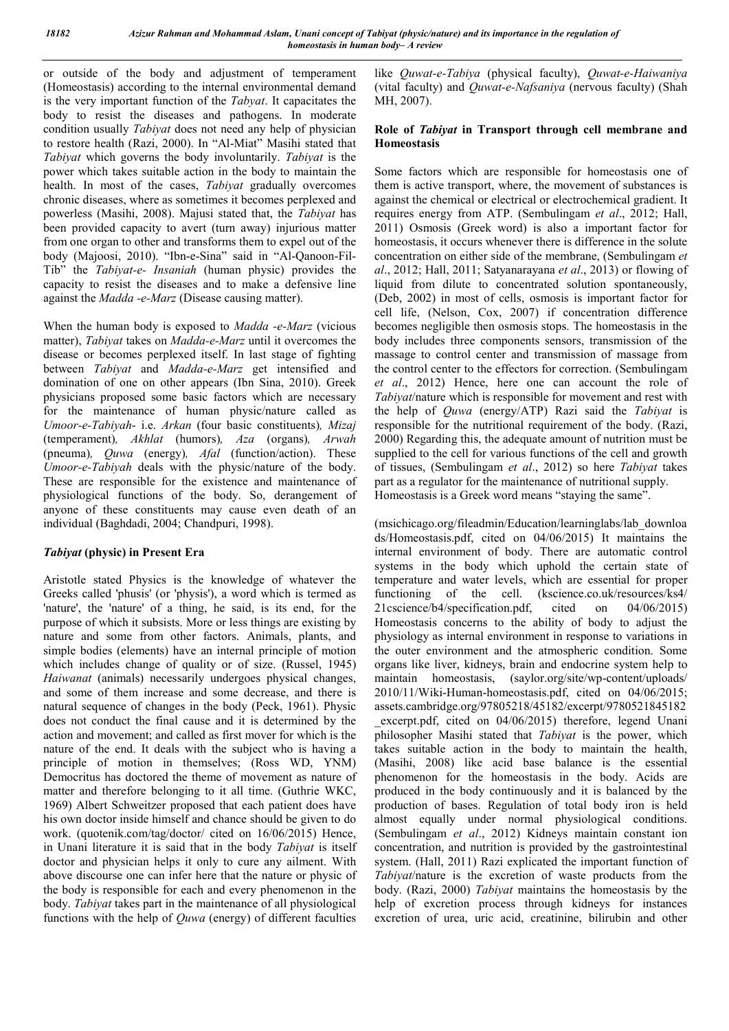or outside of the body and adjustment of temperament (Homeostasis) according to the internal environmental demand is the very important function of the *Tabyat*. It capacitates the body to resist the diseases and pathogens. In moderate condition usually *Tabiyat* does not need any help of physician to restore health (Razi, 2000). In "Al-Miat" Masihi stated that *Tabiyat* which governs the body involuntarily. *Tabiyat* is the power which takes suitable action in the body to maintain the health. In most of the cases, *Tabiyat* gradually overcomes chronic diseases, where as sometimes it becomes perplexed and powerless (Masihi, 2008). Majusi stated that, the *Tabiyat* has been provided capacity to avert (turn away) injurious matter from one organ to other and transforms them to expel out of the body (Majoosi, 2010). "Ibn-e-Sina" said in "Al-Qanoon-Fil-Tib" the *Tabiyat-e- Insaniah* (human physic) provides the capacity to resist the diseases and to make a defensive line against the *Madda -e-Marz* (Disease causing matter).

When the human body is exposed to *Madda -e-Marz* (vicious matter), *Tabiyat* takes on *Madda-e-Marz* until it overcomes the disease or becomes perplexed itself. In last stage of fighting between *Tabiyat* and *Madda-e-Marz* get intensified and domination of one on other appears (Ibn Sina, 2010). Greek physicians proposed some basic factors which are necessary for the maintenance of human physic/nature called as *Umoor-e-Tabiyah*- i.e. *Arkan* (four basic constituents), *Mizaj* (temperament), *Akhlat* (humors), *Aza* (organs), *Arwah* (pneuma), *Quwa* (energy), *Afal* (function/action). These *Umoor-e-Tabiyah* deals with the physic/nature of the body. These are responsible for the existence and maintenance of physiological functions of the body. So, derangement of anyone of these constituents may cause even death of an individual (Baghdadi, 2004; Chandpuri, 1998).

## *Tabiyat* (physic) in Present Era

Aristotle stated Physics is the knowledge of whatever the Greeks called 'phusis' (or 'physis'), a word which is termed as 'nature', the 'nature' of a thing, he said, is its end, for the purpose of which it subsists. More or less things are existing by nature and some from other factors. Animals, plants, and simple bodies (elements) have an internal principle of motion which includes change of quality or of size. (Russel, 1945) *Haiwanat* (animals) necessarily undergoes physical changes, and some of them increase and some decrease, and there is natural sequence of changes in the body (Peck, 1961). Physic does not conduct the final cause and it is determined by the action and movement; and called as first mover for which is the nature of the end. It deals with the subject who is having a principle of motion in themselves; (Ross WD, YNM) Democritus has doctored the theme of movement as nature of matter and therefore belonging to it all time. (Guthrie WKC, 1969) Albert Schweitzer proposed that each patient does have his own doctor inside himself and chance should be given to do work. (quotenik.com/tag/doctor/ cited on 16/06/2015) Hence, in Unani literature it is said that in the body *Tabiyat* is itself doctor and physician helps it only to cure any ailment. With above discourse one can infer here that the nature or physic of the body is responsible for each and every phenomenon in the body. *Tabiyat* takes part in the maintenance of all physiological functions with the help of *Quwa* (energy) of different faculties like *Quwat-e-Tabiya* (physical faculty), *Quwat-e-Haiwaniya* (vital faculty) and *Quwat-e-Nafsaniya* (nervous faculty) (Shah MH, 2007).

## Role of *Tabiyat* in Transport through cell membrane and Homeostasis

Some factors which are responsible for homeostasis one of them is active transport, where, the movement of substances is against the chemical or electrical or electrochemical gradient. It requires energy from ATP. (Sembulingam *et al*., 2012; Hall, 2011) Osmosis (Greek word) is also a important factor for homeostasis, it occurs whenever there is difference in the solute concentration on either side of the membrane, (Sembulingam *et al*., 2012; Hall, 2011; Satyanarayana *et al*., 2013) or flowing of liquid from dilute to concentrated solution spontaneously, (Deb, 2002) in most of cells, osmosis is important factor for cell life, (Nelson, Cox, 2007) if concentration difference becomes negligible then osmosis stops. The homeostasis in the body includes three components sensors, transmission of the massage to control center and transmission of massage from the control center to the effectors for correction. (Sembulingam *et al*., 2012) Hence, here one can account the role of *Tabiyat*/nature which is responsible for movement and rest with the help of *Quwa* (energy/ATP) Razi said the *Tabiyat* is responsible for the nutritional requirement of the body. (Razi, 2000) Regarding this, the adequate amount of nutrition must be supplied to the cell for various functions of the cell and growth of tissues, (Sembulingam *et al*., 2012) so here *Tabiyat* takes part as a regulator for the maintenance of nutritional supply. Homeostasis is a Greek word means "staying the same".

(msichicago.org/fileadmin/Education/learninglabs/lab_downloads/Homeostasis.pdf, cited on 04/06/2015) It maintains the internal environment of body. There are automatic control systems in the body which uphold the certain state of temperature and water levels, which are essential for proper functioning of the cell. (kscience.co.uk/resources/ks4/21cscience/b4/specification.pdf, cited on 04/06/2015) Homeostasis concerns to the ability of body to adjust the physiology as internal environment in response to variations in the outer environment and the atmospheric condition. Some organs like liver, kidneys, brain and endocrine system help to maintain homeostasis, (saylor.org/site/wp-content/uploads/2010/11/Wiki-Human-homeostasis.pdf, cited on 04/06/2015; assets.cambridge.org/97805218/45182/excerpt/9780521845182_excerpt.pdf, cited on 04/06/2015) therefore, legend Unani philosopher Masihi stated that *Tabiyat* is the power, which takes suitable action in the body to maintain the health, (Masihi, 2008) like acid base balance is the essential phenomenon for the homeostasis in the body. Acids are produced in the body continuously and it is balanced by the production of bases. Regulation of total body iron is held almost equally under normal physiological conditions. (Sembulingam *et al*., 2012) Kidneys maintain constant ion concentration, and nutrition is provided by the gastrointestinal system. (Hall, 2011) Razi explicated the important function of *Tabiyat*/nature is the excretion of waste products from the body. (Razi, 2000) *Tabiyat* maintains the homeostasis by the help of excretion process through kidneys for instances excretion of urea, uric acid, creatinine, bilirubin and other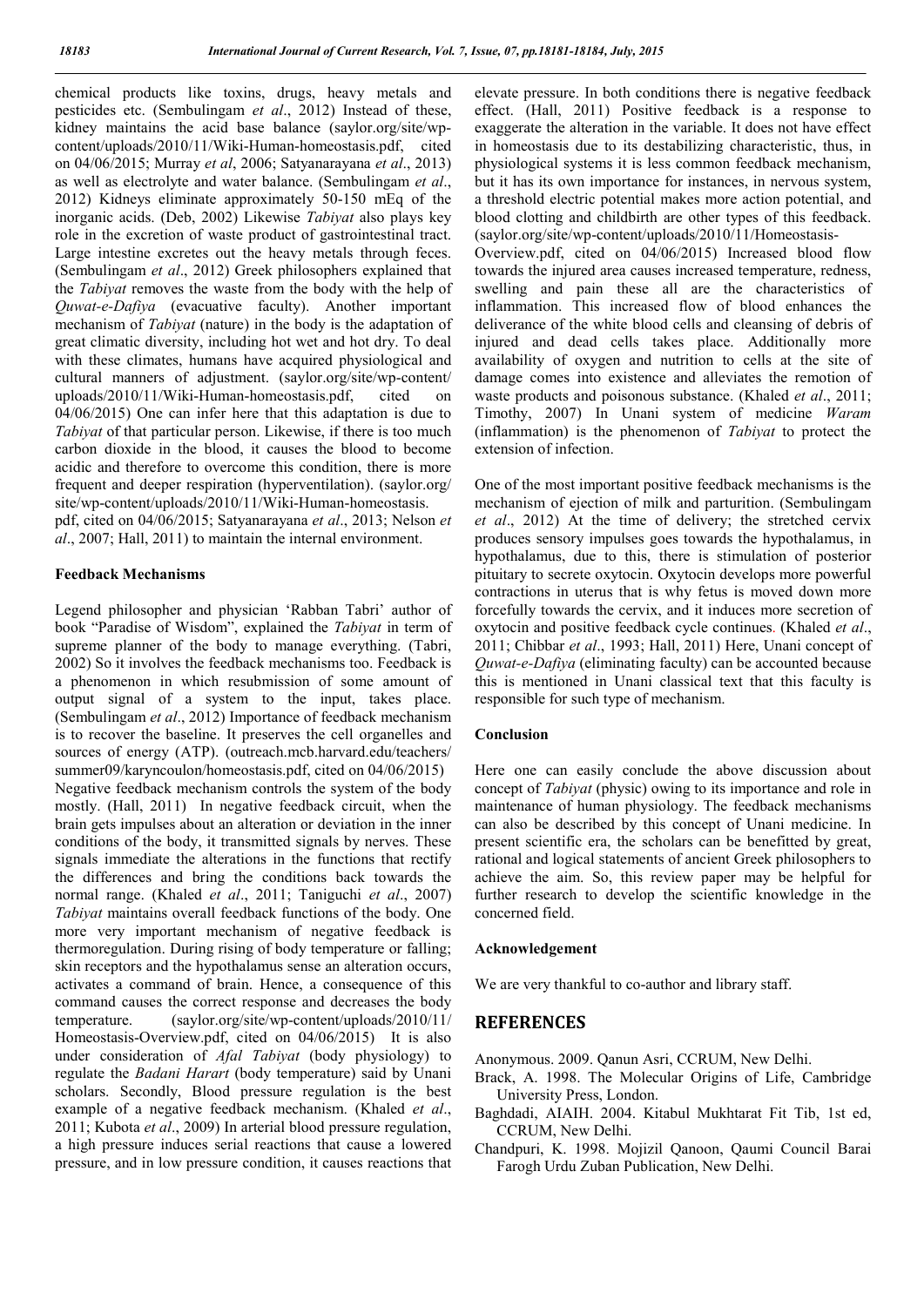chemical products like toxins, drugs, heavy metals and pesticides etc. (Sembulingam *et al*., 2012) Instead of these, kidney maintains the acid base balance (saylor.org/site/wp-content/uploads/2010/11/Wiki-Human-homeostasis.pdf, cited on 04/06/2015; Murray *et al*, 2006; Satyanarayana *et al*., 2013) as well as electrolyte and water balance. (Sembulingam *et al*., 2012) Kidneys eliminate approximately 50-150 mEq of the inorganic acids. (Deb, 2002) Likewise *Tabiyat* also plays key role in the excretion of waste product of gastrointestinal tract. Large intestine excretes out the heavy metals through feces. (Sembulingam *et al*., 2012) Greek philosophers explained that the *Tabiyat* removes the waste from the body with the help of *Quwat-e-Dafiya* (evacuative faculty). Another important mechanism of *Tabiyat* (nature) in the body is the adaptation of great climatic diversity, including hot wet and hot dry. To deal with these climates, humans have acquired physiological and cultural manners of adjustment. (saylor.org/site/wp-content/uploads/2010/11/Wiki-Human-homeostasis.pdf, cited on 04/06/2015) One can infer here that this adaptation is due to *Tabiyat* of that particular person. Likewise, if there is too much carbon dioxide in the blood, it causes the blood to become acidic and therefore to overcome this condition, there is more frequent and deeper respiration (hyperventilation). (saylor.org/site/wp-content/uploads/2010/11/Wiki-Human-homeostasis.pdf, cited on 04/06/2015; Satyanarayana *et al*., 2013; Nelson *et al*., 2007; Hall, 2011) to maintain the internal environment.

**Feedback Mechanisms**

Legend philosopher and physician 'Rabban Tabri' author of book "Paradise of Wisdom", explained the *Tabiyat* in term of supreme planner of the body to manage everything. (Tabri, 2002) So it involves the feedback mechanisms too. Feedback is a phenomenon in which resubmission of some amount of output signal of a system to the input, takes place. (Sembulingam *et al*., 2012) Importance of feedback mechanism is to recover the baseline. It preserves the cell organelles and sources of energy (ATP). (outreach.mcb.harvard.edu/teachers/summer09/karyncoulon/homeostasis.pdf, cited on 04/06/2015)

Negative feedback mechanism controls the system of the body mostly. (Hall, 2011) In negative feedback circuit, when the brain gets impulses about an alteration or deviation in the inner conditions of the body, it transmitted signals by nerves. These signals immediate the alterations in the functions that rectify the differences and bring the conditions back towards the normal range. (Khaled *et al*., 2011; Taniguchi *et al*., 2007) *Tabiyat* maintains overall feedback functions of the body. One more very important mechanism of negative feedback is thermoregulation. During rising of body temperature or falling; skin receptors and the hypothalamus sense an alteration occurs, activates a command of brain. Hence, a consequence of this command causes the correct response and decreases the body temperature. (saylor.org/site/wp-content/uploads/2010/11/Homeostasis-Overview.pdf, cited on 04/06/2015) It is also under consideration of *Afal Tabiyat* (body physiology) to regulate the *Badani Harart* (body temperature) said by Unani scholars. Secondly, Blood pressure regulation is the best example of a negative feedback mechanism. (Khaled *et al*., 2011; Kubota *et al*., 2009) In arterial blood pressure regulation, a high pressure induces serial reactions that cause a lowered pressure, and in low pressure condition, it causes reactions that elevate pressure. In both conditions there is negative feedback effect. (Hall, 2011) Positive feedback is a response to exaggerate the alteration in the variable. It does not have effect in homeostasis due to its destabilizing characteristic, thus, in physiological systems it is less common feedback mechanism, but it has its own importance for instances, in nervous system, a threshold electric potential makes more action potential, and blood clotting and childbirth are other types of this feedback. (saylor.org/site/wp-content/uploads/2010/11/Homeostasis-Overview.pdf, cited on 04/06/2015) Increased blood flow towards the injured area causes increased temperature, redness, swelling and pain these all are the characteristics of inflammation. This increased flow of blood enhances the deliverance of the white blood cells and cleansing of debris of injured and dead cells takes place. Additionally more availability of oxygen and nutrition to cells at the site of damage comes into existence and alleviates the remotion of waste products and poisonous substance. (Khaled *et al*., 2011; Timothy, 2007) In Unani system of medicine *Waram* (inflammation) is the phenomenon of *Tabiyat* to protect the extension of infection.

One of the most important positive feedback mechanisms is the mechanism of ejection of milk and parturition. (Sembulingam *et al*., 2012) At the time of delivery; the stretched cervix produces sensory impulses goes towards the hypothalamus, in hypothalamus, due to this, there is stimulation of posterior pituitary to secrete oxytocin. Oxytocin develops more powerful contractions in uterus that is why fetus is moved down more forcefully towards the cervix, and it induces more secretion of oxytocin and positive feedback cycle continues. (Khaled *et al*., 2011; Chibbar *et al*., 1993; Hall, 2011) Here, Unani concept of *Quwat-e-Dafiya* (eliminating faculty) can be accounted because this is mentioned in Unani classical text that this faculty is responsible for such type of mechanism.

**Conclusion**

Here one can easily conclude the above discussion about concept of *Tabiyat* (physic) owing to its importance and role in maintenance of human physiology. The feedback mechanisms can also be described by this concept of Unani medicine. In present scientific era, the scholars can be benefitted by great, rational and logical statements of ancient Greek philosophers to achieve the aim. So, this review paper may be helpful for further research to develop the scientific knowledge in the concerned field.

**Acknowledgement**

We are very thankful to co-author and library staff.

## REFERENCES

Anonymous. 2009. Qanun Asri, CCRUM, New Delhi.

Brack, A. 1998. The Molecular Origins of Life, Cambridge University Press, London.

Baghdadi, AIAIH. 2004. Kitabul Mukhtarat Fit Tib, 1st ed, CCRUM, New Delhi.

Chandpuri, K. 1998. Mojizil Qanoon, Qaumi Council Barai Farogh Urdu Zuban Publication, New Delhi.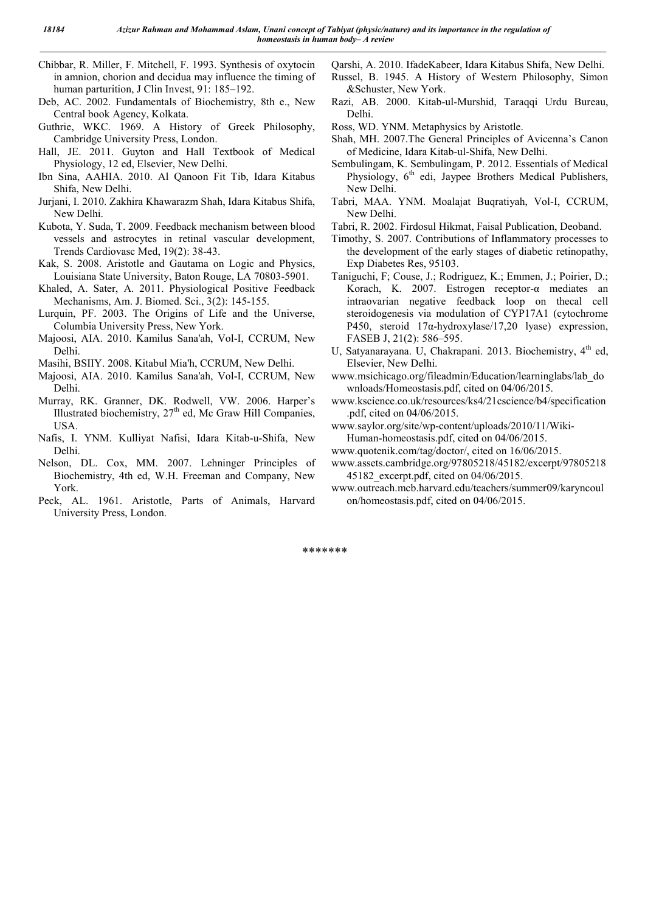Chibbar, R. Miller, F. Mitchell, F. 1993. Synthesis of oxytocin in amnion, chorion and decidua may influence the timing of human parturition, J Clin Invest, 91: 185–192.

Deb, AC. 2002. Fundamentals of Biochemistry, 8th e., New Central book Agency, Kolkata.

Guthrie, WKC. 1969. A History of Greek Philosophy, Cambridge University Press, London.

Hall, JE. 2011. Guyton and Hall Textbook of Medical Physiology, 12 ed, Elsevier, New Delhi.

Ibn Sina, AAHIA. 2010. Al Qanoon Fit Tib, Idara Kitabus Shifa, New Delhi.

Jurjani, I. 2010. Zakhira Khawarazm Shah, Idara Kitabus Shifa, New Delhi.

Kubota, Y. Suda, T. 2009. Feedback mechanism between blood vessels and astrocytes in retinal vascular development, Trends Cardiovasc Med, 19(2): 38-43.

Kak, S. 2008. Aristotle and Gautama on Logic and Physics, Louisiana State University, Baton Rouge, LA 70803-5901.

Khaled, A. Sater, A. 2011. Physiological Positive Feedback Mechanisms, Am. J. Biomed. Sci., 3(2): 145-155.

Lurquin, PF. 2003. The Origins of Life and the Universe, Columbia University Press, New York.

Majoosi, AIA. 2010. Kamilus Sana'ah, Vol-I, CCRUM, New Delhi.

Masihi, BSIIY. 2008. Kitabul Mia'h, CCRUM, New Delhi.

Majoosi, AIA. 2010. Kamilus Sana'ah, Vol-I, CCRUM, New Delhi.

Murray, RK. Granner, DK. Rodwell, VW. 2006. Harper's Illustrated biochemistry, 27th ed, Mc Graw Hill Companies, USA.

Nafis, I. YNM. Kulliyat Nafisi, Idara Kitab-u-Shifa, New Delhi.

Nelson, DL. Cox, MM. 2007. Lehninger Principles of Biochemistry, 4th ed, W.H. Freeman and Company, New York.

Peck, AL. 1961. Aristotle, Parts of Animals, Harvard University Press, London.

Qarshi, A. 2010. IfadeKabeer, Idara Kitabus Shifa, New Delhi.

Russel, B. 1945. A History of Western Philosophy, Simon &Schuster, New York.

Razi, AB. 2000. Kitab-ul-Murshid, Taraqqi Urdu Bureau, Delhi.

Ross, WD. YNM. Metaphysics by Aristotle.

Shah, MH. 2007.The General Principles of Avicenna's Canon of Medicine, Idara Kitab-ul-Shifa, New Delhi.

Sembulingam, K. Sembulingam, P. 2012. Essentials of Medical Physiology, 6th edi, Jaypee Brothers Medical Publishers, New Delhi.

Tabri, MAA. YNM. Moalajat Buqratiyah, Vol-I, CCRUM, New Delhi.

Tabri, R. 2002. Firdosul Hikmat, Faisal Publication, Deoband.

Timothy, S. 2007. Contributions of Inflammatory processes to the development of the early stages of diabetic retinopathy, Exp Diabetes Res, 95103.

Taniguchi, F; Couse, J.; Rodriguez, K.; Emmen, J.; Poirier, D.; Korach, K. 2007. Estrogen receptor-α mediates an intraovarian negative feedback loop on thecal cell steroidogenesis via modulation of CYP17A1 (cytochrome P450, steroid 17α-hydroxylase/17,20 lyase) expression, FASEB J, 21(2): 586–595.

U, Satyanarayana. U, Chakrapani. 2013. Biochemistry, 4th ed, Elsevier, New Delhi.

www.msichicago.org/fileadmin/Education/learninglabs/lab_downloads/Homeostasis.pdf, cited on 04/06/2015.

www.kscience.co.uk/resources/ks4/21cscience/b4/specification.pdf, cited on 04/06/2015.

www.saylor.org/site/wp-content/uploads/2010/11/Wiki-Human-homeostasis.pdf, cited on 04/06/2015.

www.quotenik.com/tag/doctor/, cited on 16/06/2015.

www.assets.cambridge.org/97805218/45182/excerpt/9780521845182_excerpt.pdf, cited on 04/06/2015.

www.outreach.mcb.harvard.edu/teachers/summer09/karyncoulon/homeostasis.pdf, cited on 04/06/2015.

\*\*\*\*\*\*\*